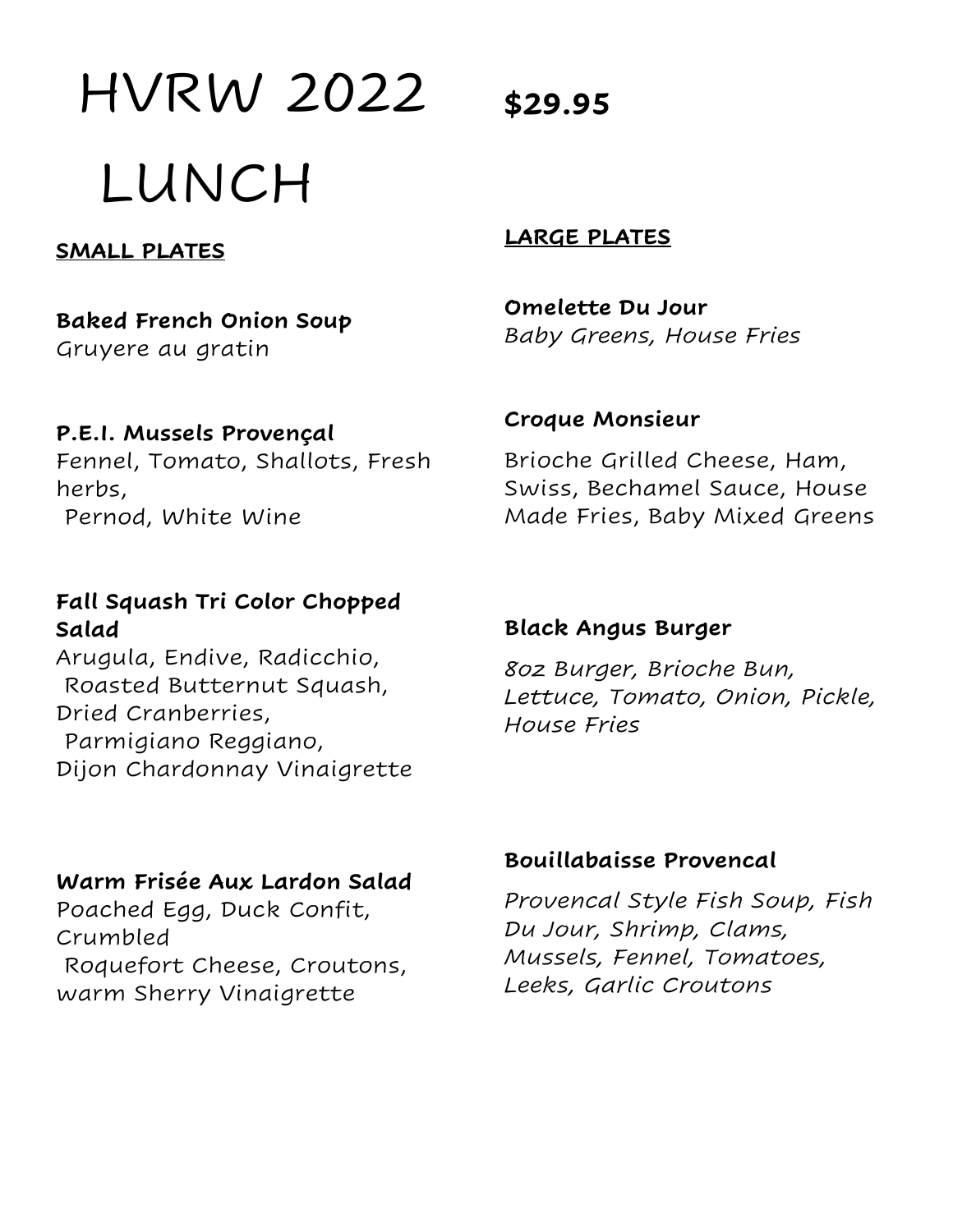# HVRW 2022 LUNCH

**$29.95**

## SMALL PLATES

**Baked French Onion Soup**
Gruyere au gratin

**P.E.I. Mussels Provençal**
Fennel, Tomato, Shallots, Fresh herbs, Pernod, White Wine

**Fall Squash Tri Color Chopped Salad**
Arugula, Endive, Radicchio, Roasted Butternut Squash, Dried Cranberries, Parmigiano Reggiano, Dijon Chardonnay Vinaigrette

**Warm Frisée Aux Lardon Salad**
Poached Egg, Duck Confit, Crumbled Roquefort Cheese, Croutons, warm Sherry Vinaigrette

## LARGE PLATES

**Omelette Du Jour**
*Baby Greens, House Fries*

**Croque Monsieur**
Brioche Grilled Cheese, Ham, Swiss, Bechamel Sauce, House Made Fries, Baby Mixed Greens

**Black Angus Burger**
*8oz Burger, Brioche Bun, Lettuce, Tomato, Onion, Pickle, House Fries*

**Bouillabaisse Provencal**
*Provencal Style Fish Soup, Fish Du Jour, Shrimp, Clams, Mussels, Fennel, Tomatoes, Leeks, Garlic Croutons*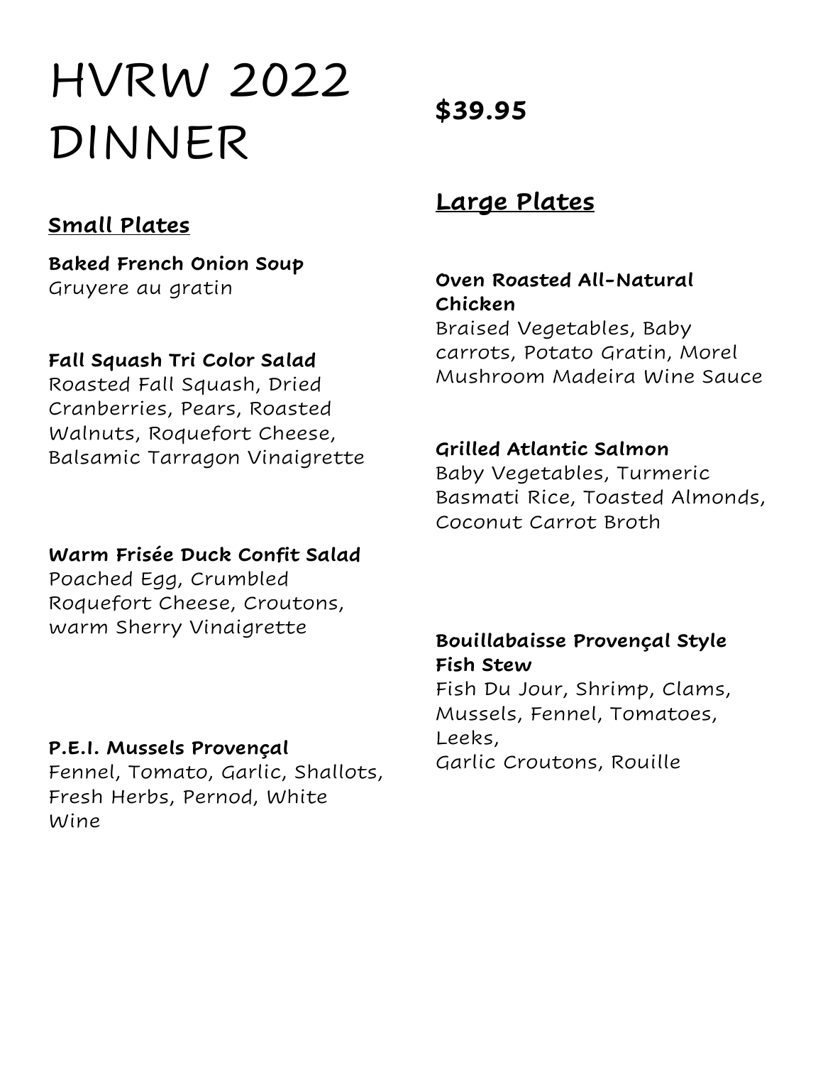# HVRW 2022 DINNER

**$39.95**

## Small Plates

**Baked French Onion Soup**
Gruyere au gratin

**Fall Squash Tri Color Salad**
Roasted Fall Squash, Dried Cranberries, Pears, Roasted Walnuts, Roquefort Cheese, Balsamic Tarragon Vinaigrette

**Warm Frisée Duck Confit Salad**
Poached Egg, Crumbled Roquefort Cheese, Croutons, warm Sherry Vinaigrette

**P.E.I. Mussels Provençal**
Fennel, Tomato, Garlic, Shallots, Fresh Herbs, Pernod, White Wine

## Large Plates

**Oven Roasted All-Natural Chicken**
Braised Vegetables, Baby carrots, Potato Gratin, Morel Mushroom Madeira Wine Sauce

**Grilled Atlantic Salmon**
Baby Vegetables, Turmeric Basmati Rice, Toasted Almonds, Coconut Carrot Broth

**Bouillabaisse Provençal Style Fish Stew**
Fish Du Jour, Shrimp, Clams, Mussels, Fennel, Tomatoes, Leeks,
Garlic Croutons, Rouille